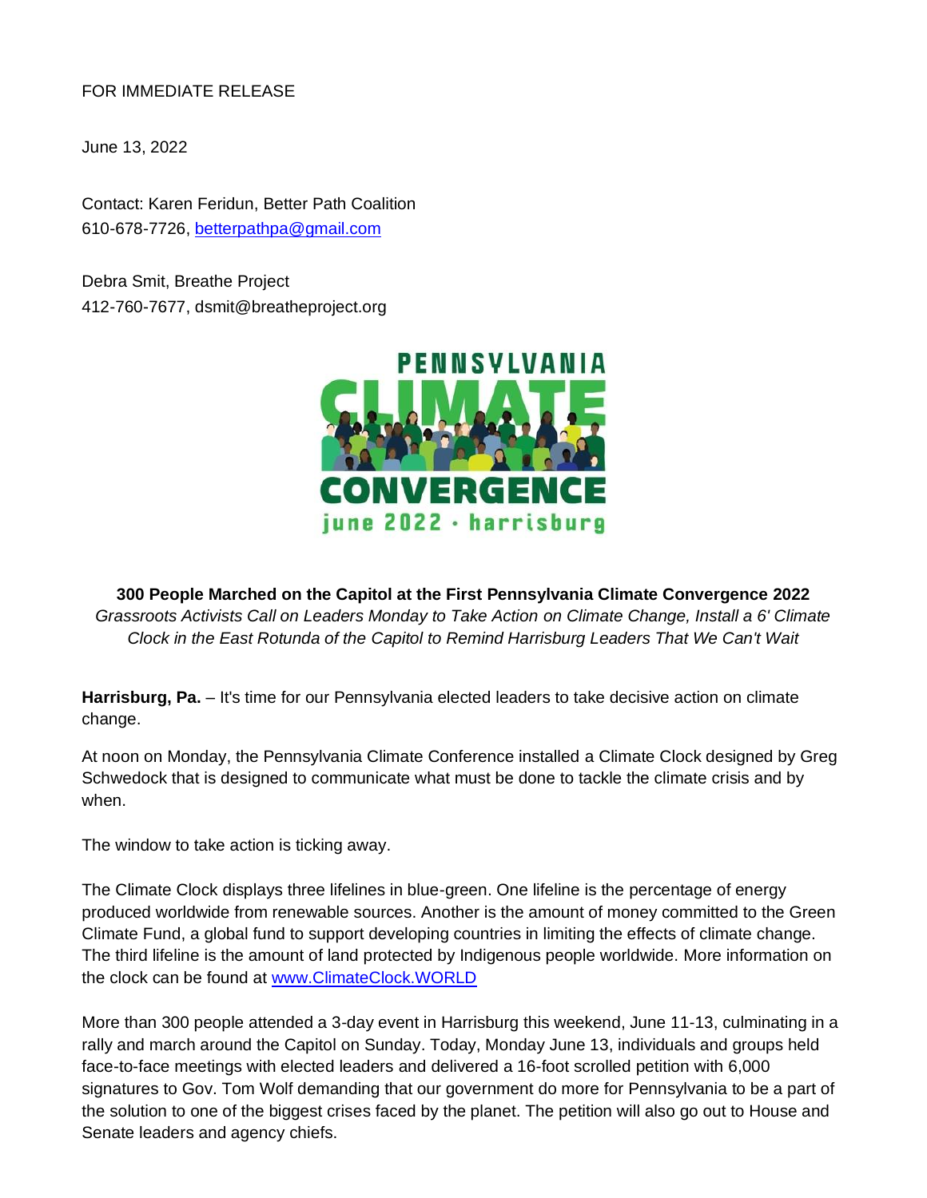FOR IMMEDIATE RELEASE

June 13, 2022

Contact: Karen Feridun, Better Path Coalition
610-678-7726, betterpathpa@gmail.com

Debra Smit, Breathe Project
412-760-7677, dsmit@breatheproject.org

**300 People Marched on the Capitol at the First Pennsylvania Climate Convergence 2022**

*Grassroots Activists Call on Leaders Monday to Take Action on Climate Change, Install a 6' Climate Clock in the East Rotunda of the Capitol to Remind Harrisburg Leaders That We Can't Wait*

**Harrisburg, Pa.** – It's time for our Pennsylvania elected leaders to take decisive action on climate change.

At noon on Monday, the Pennsylvania Climate Conference installed a Climate Clock designed by Greg Schwedock that is designed to communicate what must be done to tackle the climate crisis and by when.

The window to take action is ticking away.

The Climate Clock displays three lifelines in blue-green. One lifeline is the percentage of energy produced worldwide from renewable sources. Another is the amount of money committed to the Green Climate Fund, a global fund to support developing countries in limiting the effects of climate change. The third lifeline is the amount of land protected by Indigenous people worldwide. More information on the clock can be found at www.ClimateClock.WORLD

More than 300 people attended a 3-day event in Harrisburg this weekend, June 11-13, culminating in a rally and march around the Capitol on Sunday. Today, Monday June 13, individuals and groups held face-to-face meetings with elected leaders and delivered a 16-foot scrolled petition with 6,000 signatures to Gov. Tom Wolf demanding that our government do more for Pennsylvania to be a part of the solution to one of the biggest crises faced by the planet. The petition will also go out to House and Senate leaders and agency chiefs.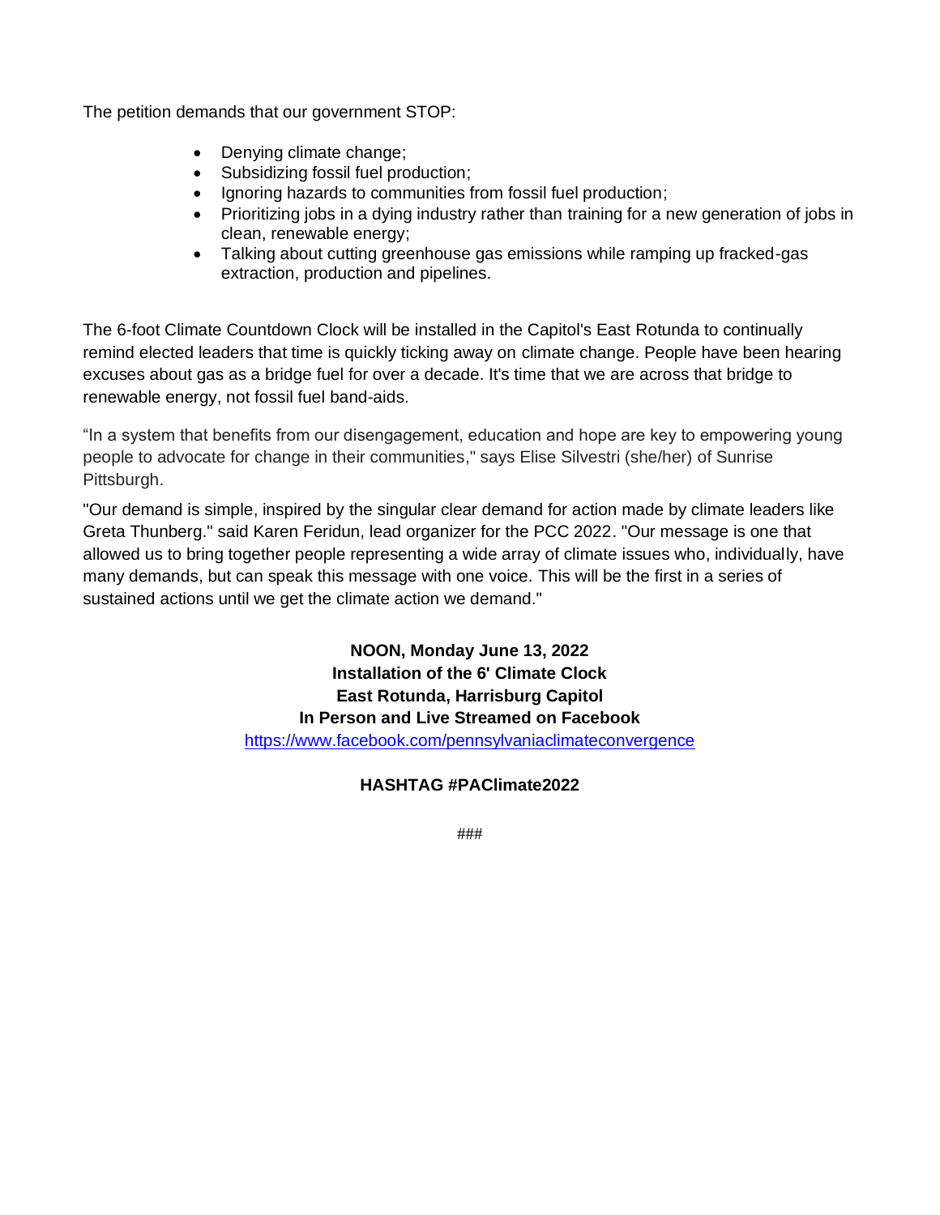The petition demands that our government STOP:

- Denying climate change;
- Subsidizing fossil fuel production;
- Ignoring hazards to communities from fossil fuel production;
- Prioritizing jobs in a dying industry rather than training for a new generation of jobs in clean, renewable energy;
- Talking about cutting greenhouse gas emissions while ramping up fracked-gas extraction, production and pipelines.

The 6-foot Climate Countdown Clock will be installed in the Capitol's East Rotunda to continually remind elected leaders that time is quickly ticking away on climate change. People have been hearing excuses about gas as a bridge fuel for over a decade. It's time that we are across that bridge to renewable energy, not fossil fuel band-aids.

"In a system that benefits from our disengagement, education and hope are key to empowering young people to advocate for change in their communities," says Elise Silvestri (she/her) of Sunrise Pittsburgh.

"Our demand is simple, inspired by the singular clear demand for action made by climate leaders like Greta Thunberg." said Karen Feridun, lead organizer for the PCC 2022. "Our message is one that allowed us to bring together people representing a wide array of climate issues who, individually, have many demands, but can speak this message with one voice. This will be the first in a series of sustained actions until we get the climate action we demand."

**NOON, Monday June 13, 2022**
**Installation of the 6' Climate Clock**
**East Rotunda, Harrisburg Capitol**
**In Person and Live Streamed on Facebook**
https://www.facebook.com/pennsylvaniaclimateconvergence

**HASHTAG #PAClimate2022**

###